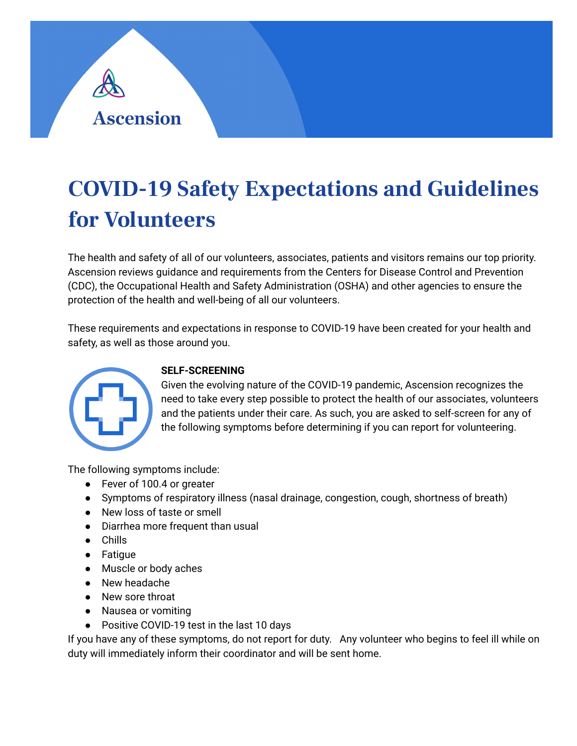Ascension

# COVID-19 Safety Expectations and Guidelines for Volunteers

The health and safety of all of our volunteers, associates, patients and visitors remains our top priority. Ascension reviews guidance and requirements from the Centers for Disease Control and Prevention (CDC), the Occupational Health and Safety Administration (OSHA) and other agencies to ensure the protection of the health and well-being of all our volunteers.

These requirements and expectations in response to COVID-19 have been created for your health and safety, as well as those around you.

**SELF-SCREENING**

Given the evolving nature of the COVID-19 pandemic, Ascension recognizes the need to take every step possible to protect the health of our associates, volunteers and the patients under their care. As such, you are asked to self-screen for any of the following symptoms before determining if you can report for volunteering.

The following symptoms include:

- Fever of 100.4 or greater
- Symptoms of respiratory illness (nasal drainage, congestion, cough, shortness of breath)
- New loss of taste or smell
- Diarrhea more frequent than usual
- Chills
- Fatigue
- Muscle or body aches
- New headache
- New sore throat
- Nausea or vomiting
- Positive COVID-19 test in the last 10 days

If you have any of these symptoms, do not report for duty. Any volunteer who begins to feel ill while on duty will immediately inform their coordinator and will be sent home.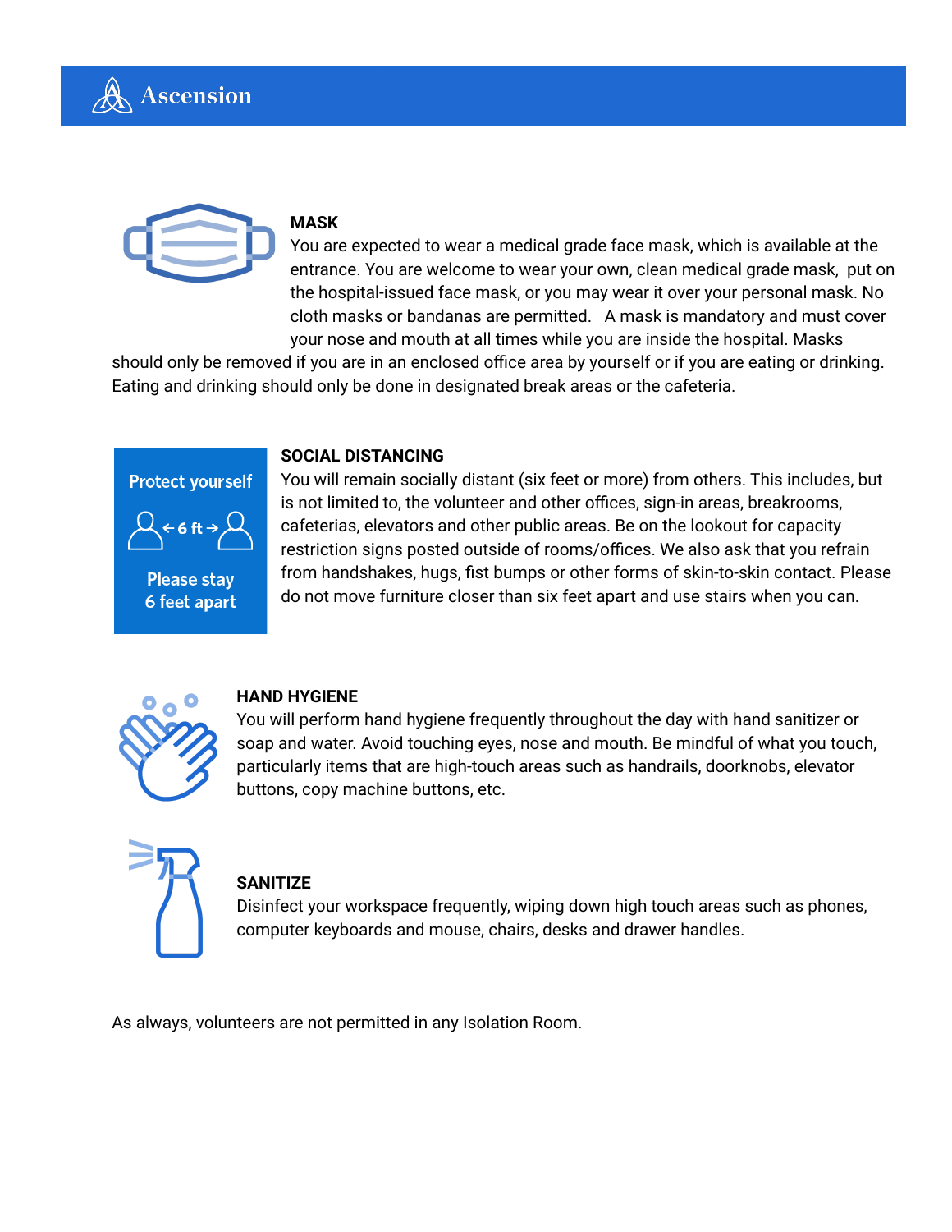**MASK**

You are expected to wear a medical grade face mask, which is available at the entrance. You are welcome to wear your own, clean medical grade mask, put on the hospital-issued face mask, or you may wear it over your personal mask. No cloth masks or bandanas are permitted. A mask is mandatory and must cover your nose and mouth at all times while you are inside the hospital. Masks should only be removed if you are in an enclosed office area by yourself or if you are eating or drinking. Eating and drinking should only be done in designated break areas or the cafeteria.

Protect yourself

← 6 ft →

Please stay 6 feet apart

**SOCIAL DISTANCING**

You will remain socially distant (six feet or more) from others. This includes, but is not limited to, the volunteer and other offices, sign-in areas, breakrooms, cafeterias, elevators and other public areas. Be on the lookout for capacity restriction signs posted outside of rooms/offices. We also ask that you refrain from handshakes, hugs, fist bumps or other forms of skin-to-skin contact. Please do not move furniture closer than six feet apart and use stairs when you can.

**HAND HYGIENE**

You will perform hand hygiene frequently throughout the day with hand sanitizer or soap and water. Avoid touching eyes, nose and mouth. Be mindful of what you touch, particularly items that are high-touch areas such as handrails, doorknobs, elevator buttons, copy machine buttons, etc.

**SANITIZE**

Disinfect your workspace frequently, wiping down high touch areas such as phones, computer keyboards and mouse, chairs, desks and drawer handles.

As always, volunteers are not permitted in any Isolation Room.